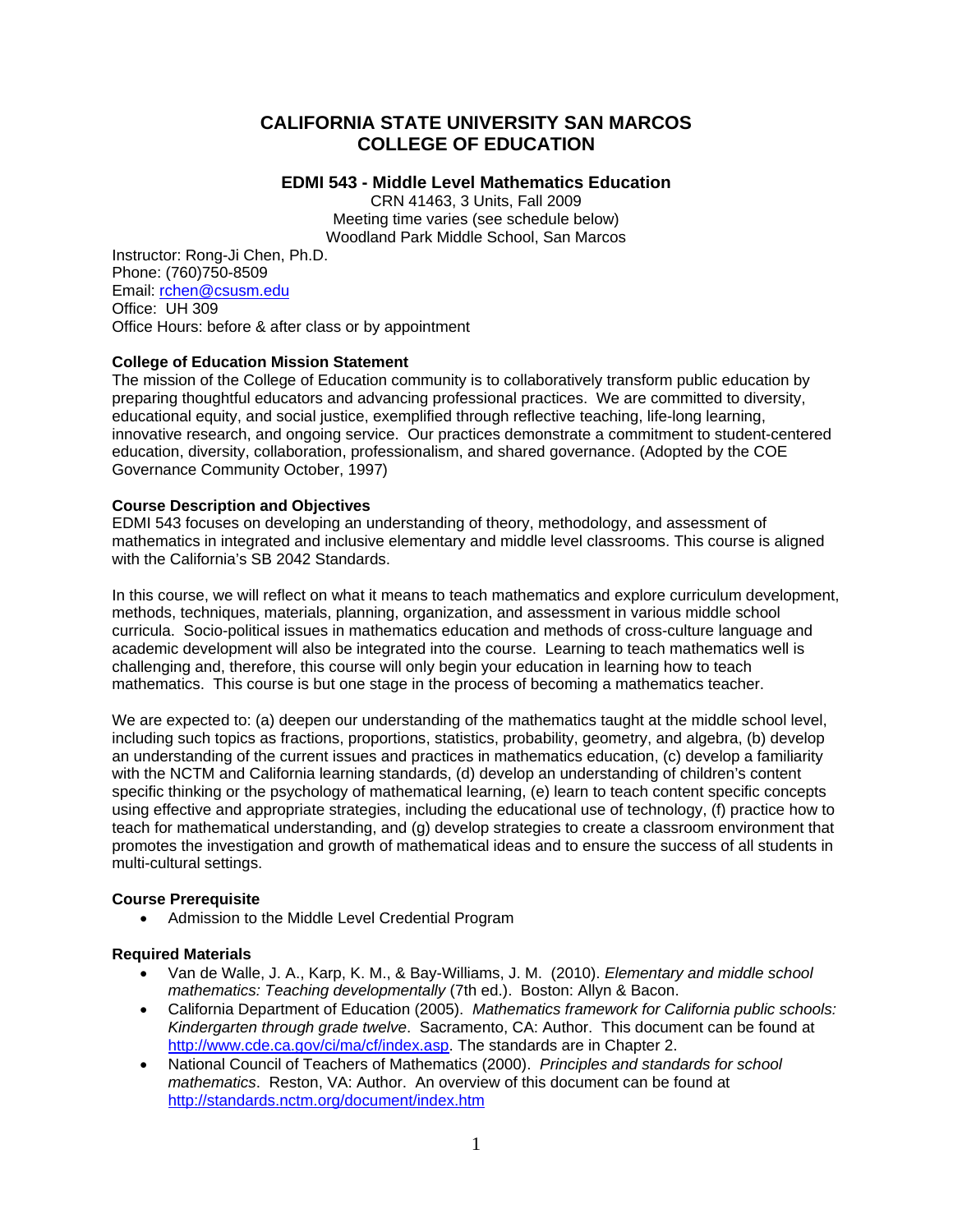# CALIFORNIA STATE UNIVERSITY SAN MARCOS
# COLLEGE OF EDUCATION

### EDMI 543 - Middle Level Mathematics Education

CRN 41463, 3 Units, Fall 2009
Meeting time varies (see schedule below)
Woodland Park Middle School, San Marcos

Instructor: Rong-Ji Chen, Ph.D.
Phone: (760)750-8509
Email: [rchen@csusm.edu](mailto:rchen@csusm.edu)
Office: UH 309
Office Hours: before & after class or by appointment

**College of Education Mission Statement**

The mission of the College of Education community is to collaboratively transform public education by preparing thoughtful educators and advancing professional practices. We are committed to diversity, educational equity, and social justice, exemplified through reflective teaching, life-long learning, innovative research, and ongoing service. Our practices demonstrate a commitment to student-centered education, diversity, collaboration, professionalism, and shared governance. (Adopted by the COE Governance Community October, 1997)

**Course Description and Objectives**

EDMI 543 focuses on developing an understanding of theory, methodology, and assessment of mathematics in integrated and inclusive elementary and middle level classrooms. This course is aligned with the California's SB 2042 Standards.

In this course, we will reflect on what it means to teach mathematics and explore curriculum development, methods, techniques, materials, planning, organization, and assessment in various middle school curricula. Socio-political issues in mathematics education and methods of cross-culture language and academic development will also be integrated into the course. Learning to teach mathematics well is challenging and, therefore, this course will only begin your education in learning how to teach mathematics. This course is but one stage in the process of becoming a mathematics teacher.

We are expected to: (a) deepen our understanding of the mathematics taught at the middle school level, including such topics as fractions, proportions, statistics, probability, geometry, and algebra, (b) develop an understanding of the current issues and practices in mathematics education, (c) develop a familiarity with the NCTM and California learning standards, (d) develop an understanding of children's content specific thinking or the psychology of mathematical learning, (e) learn to teach content specific concepts using effective and appropriate strategies, including the educational use of technology, (f) practice how to teach for mathematical understanding, and (g) develop strategies to create a classroom environment that promotes the investigation and growth of mathematical ideas and to ensure the success of all students in multi-cultural settings.

**Course Prerequisite**

- Admission to the Middle Level Credential Program

**Required Materials**

- Van de Walle, J. A., Karp, K. M., & Bay-Williams, J. M. (2010). *Elementary and middle school mathematics: Teaching developmentally* (7th ed.). Boston: Allyn & Bacon.
- California Department of Education (2005). *Mathematics framework for California public schools: Kindergarten through grade twelve*. Sacramento, CA: Author. This document can be found at [http://www.cde.ca.gov/ci/ma/cf/index.asp](http://www.cde.ca.gov/ci/ma/cf/index.asp). The standards are in Chapter 2.
- National Council of Teachers of Mathematics (2000). *Principles and standards for school mathematics*. Reston, VA: Author. An overview of this document can be found at [http://standards.nctm.org/document/index.htm](http://standards.nctm.org/document/index.htm)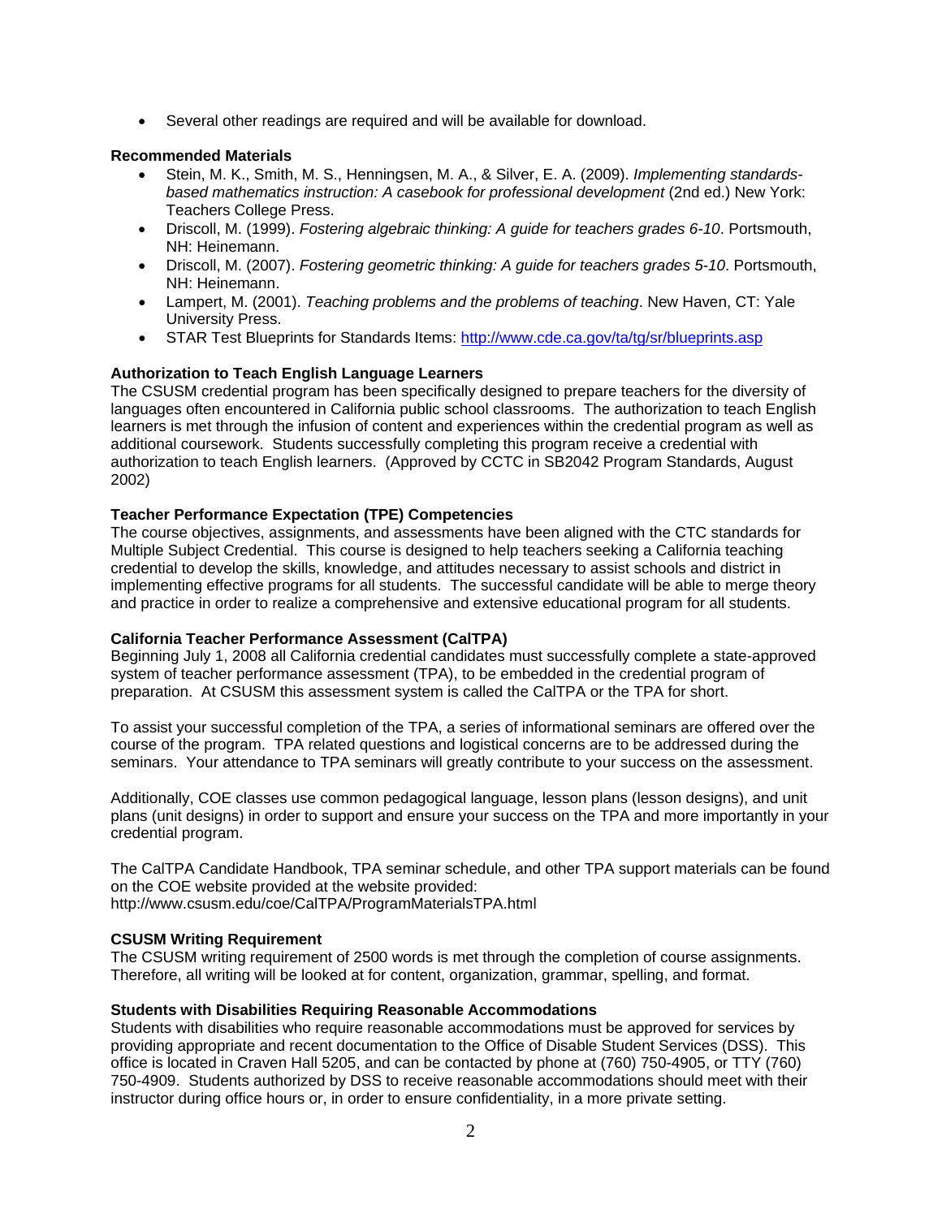- Several other readings are required and will be available for download.

**Recommended Materials**

- Stein, M. K., Smith, M. S., Henningsen, M. A., & Silver, E. A. (2009). *Implementing standards-based mathematics instruction: A casebook for professional development* (2nd ed.) New York: Teachers College Press.
- Driscoll, M. (1999). *Fostering algebraic thinking: A guide for teachers grades 6-10*. Portsmouth, NH: Heinemann.
- Driscoll, M. (2007). *Fostering geometric thinking: A guide for teachers grades 5-10*. Portsmouth, NH: Heinemann.
- Lampert, M. (2001). *Teaching problems and the problems of teaching*. New Haven, CT: Yale University Press.
- STAR Test Blueprints for Standards Items: http://www.cde.ca.gov/ta/tg/sr/blueprints.asp

**Authorization to Teach English Language Learners**

The CSUSM credential program has been specifically designed to prepare teachers for the diversity of languages often encountered in California public school classrooms. The authorization to teach English learners is met through the infusion of content and experiences within the credential program as well as additional coursework. Students successfully completing this program receive a credential with authorization to teach English learners. (Approved by CCTC in SB2042 Program Standards, August 2002)

**Teacher Performance Expectation (TPE) Competencies**

The course objectives, assignments, and assessments have been aligned with the CTC standards for Multiple Subject Credential. This course is designed to help teachers seeking a California teaching credential to develop the skills, knowledge, and attitudes necessary to assist schools and district in implementing effective programs for all students. The successful candidate will be able to merge theory and practice in order to realize a comprehensive and extensive educational program for all students.

**California Teacher Performance Assessment (CalTPA)**

Beginning July 1, 2008 all California credential candidates must successfully complete a state-approved system of teacher performance assessment (TPA), to be embedded in the credential program of preparation. At CSUSM this assessment system is called the CalTPA or the TPA for short.

To assist your successful completion of the TPA, a series of informational seminars are offered over the course of the program. TPA related questions and logistical concerns are to be addressed during the seminars. Your attendance to TPA seminars will greatly contribute to your success on the assessment.

Additionally, COE classes use common pedagogical language, lesson plans (lesson designs), and unit plans (unit designs) in order to support and ensure your success on the TPA and more importantly in your credential program.

The CalTPA Candidate Handbook, TPA seminar schedule, and other TPA support materials can be found on the COE website provided at the website provided:
http://www.csusm.edu/coe/CalTPA/ProgramMaterialsTPA.html

**CSUSM Writing Requirement**

The CSUSM writing requirement of 2500 words is met through the completion of course assignments. Therefore, all writing will be looked at for content, organization, grammar, spelling, and format.

**Students with Disabilities Requiring Reasonable Accommodations**

Students with disabilities who require reasonable accommodations must be approved for services by providing appropriate and recent documentation to the Office of Disable Student Services (DSS). This office is located in Craven Hall 5205, and can be contacted by phone at (760) 750-4905, or TTY (760) 750-4909. Students authorized by DSS to receive reasonable accommodations should meet with their instructor during office hours or, in order to ensure confidentiality, in a more private setting.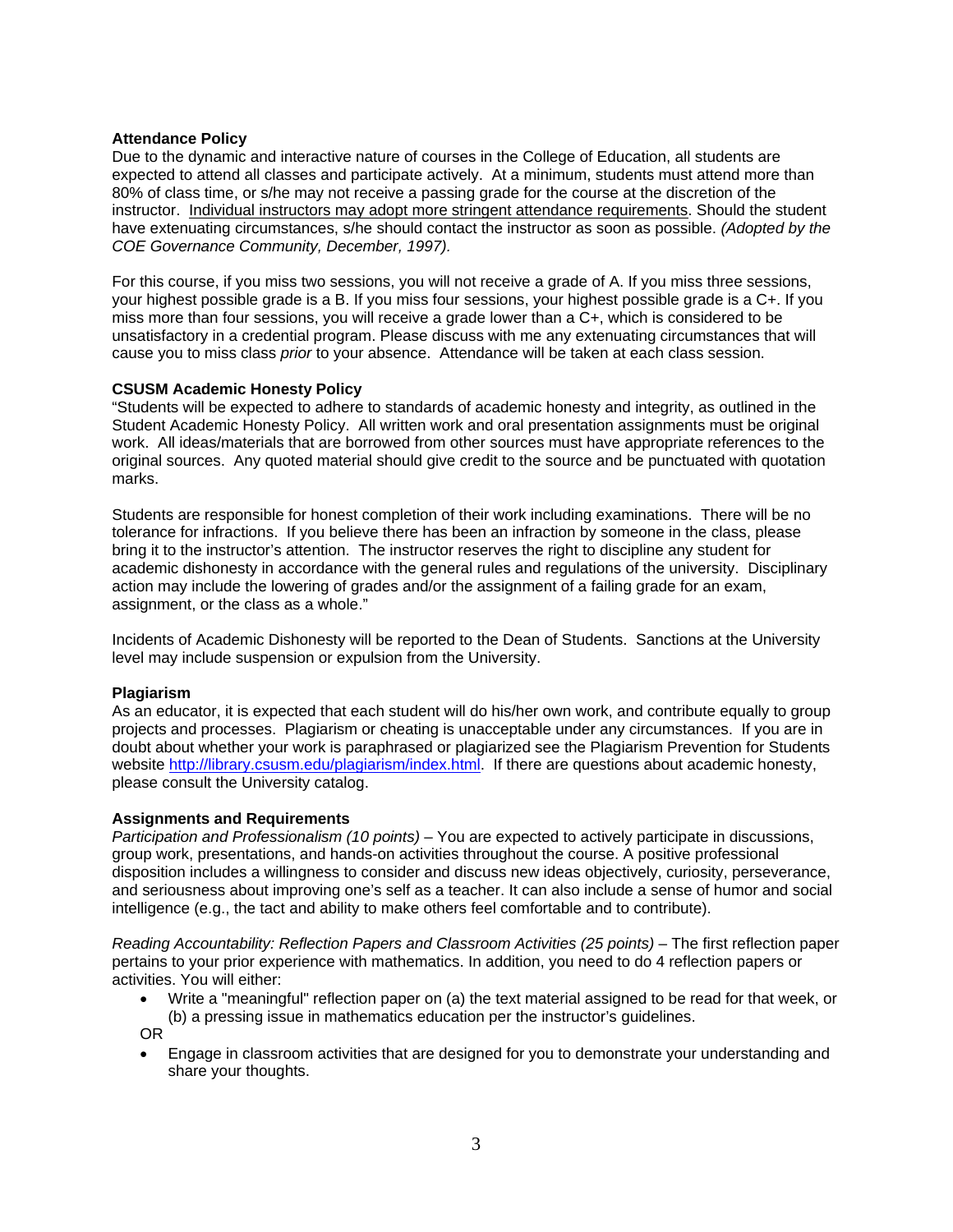**Attendance Policy**
Due to the dynamic and interactive nature of courses in the College of Education, all students are expected to attend all classes and participate actively. At a minimum, students must attend more than 80% of class time, or s/he may not receive a passing grade for the course at the discretion of the instructor. Individual instructors may adopt more stringent attendance requirements. Should the student have extenuating circumstances, s/he should contact the instructor as soon as possible. *(Adopted by the COE Governance Community, December, 1997).*

For this course, if you miss two sessions, you will not receive a grade of A. If you miss three sessions, your highest possible grade is a B. If you miss four sessions, your highest possible grade is a C+. If you miss more than four sessions, you will receive a grade lower than a C+, which is considered to be unsatisfactory in a credential program. Please discuss with me any extenuating circumstances that will cause you to miss class *prior* to your absence. Attendance will be taken at each class session.

**CSUSM Academic Honesty Policy**
"Students will be expected to adhere to standards of academic honesty and integrity, as outlined in the Student Academic Honesty Policy. All written work and oral presentation assignments must be original work. All ideas/materials that are borrowed from other sources must have appropriate references to the original sources. Any quoted material should give credit to the source and be punctuated with quotation marks.

Students are responsible for honest completion of their work including examinations. There will be no tolerance for infractions. If you believe there has been an infraction by someone in the class, please bring it to the instructor's attention. The instructor reserves the right to discipline any student for academic dishonesty in accordance with the general rules and regulations of the university. Disciplinary action may include the lowering of grades and/or the assignment of a failing grade for an exam, assignment, or the class as a whole."

Incidents of Academic Dishonesty will be reported to the Dean of Students. Sanctions at the University level may include suspension or expulsion from the University.

**Plagiarism**
As an educator, it is expected that each student will do his/her own work, and contribute equally to group projects and processes. Plagiarism or cheating is unacceptable under any circumstances. If you are in doubt about whether your work is paraphrased or plagiarized see the Plagiarism Prevention for Students website http://library.csusm.edu/plagiarism/index.html. If there are questions about academic honesty, please consult the University catalog.

**Assignments and Requirements**
*Participation and Professionalism (10 points)* – You are expected to actively participate in discussions, group work, presentations, and hands-on activities throughout the course. A positive professional disposition includes a willingness to consider and discuss new ideas objectively, curiosity, perseverance, and seriousness about improving one's self as a teacher. It can also include a sense of humor and social intelligence (e.g., the tact and ability to make others feel comfortable and to contribute).

*Reading Accountability: Reflection Papers and Classroom Activities (25 points)* – The first reflection paper pertains to your prior experience with mathematics. In addition, you need to do 4 reflection papers or activities. You will either:

- Write a "meaningful" reflection paper on (a) the text material assigned to be read for that week, or (b) a pressing issue in mathematics education per the instructor's guidelines.

OR

- Engage in classroom activities that are designed for you to demonstrate your understanding and share your thoughts.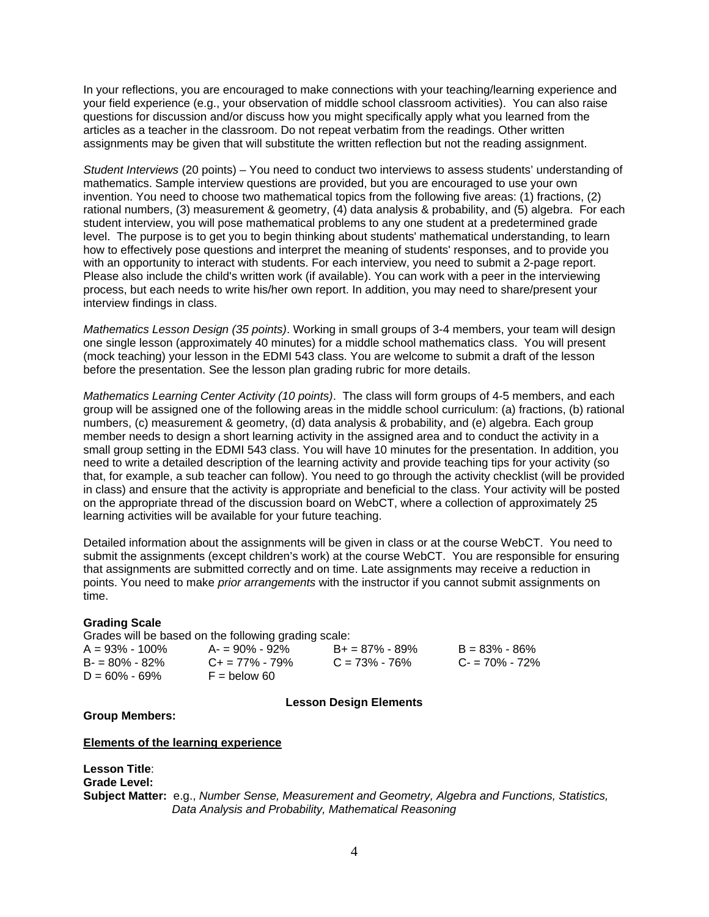In your reflections, you are encouraged to make connections with your teaching/learning experience and your field experience (e.g., your observation of middle school classroom activities). You can also raise questions for discussion and/or discuss how you might specifically apply what you learned from the articles as a teacher in the classroom. Do not repeat verbatim from the readings. Other written assignments may be given that will substitute the written reflection but not the reading assignment.

*Student Interviews* (20 points) – You need to conduct two interviews to assess students' understanding of mathematics. Sample interview questions are provided, but you are encouraged to use your own invention. You need to choose two mathematical topics from the following five areas: (1) fractions, (2) rational numbers, (3) measurement & geometry, (4) data analysis & probability, and (5) algebra. For each student interview, you will pose mathematical problems to any one student at a predetermined grade level. The purpose is to get you to begin thinking about students' mathematical understanding, to learn how to effectively pose questions and interpret the meaning of students' responses, and to provide you with an opportunity to interact with students. For each interview, you need to submit a 2-page report. Please also include the child's written work (if available). You can work with a peer in the interviewing process, but each needs to write his/her own report. In addition, you may need to share/present your interview findings in class.

*Mathematics Lesson Design (35 points)*. Working in small groups of 3-4 members, your team will design one single lesson (approximately 40 minutes) for a middle school mathematics class. You will present (mock teaching) your lesson in the EDMI 543 class. You are welcome to submit a draft of the lesson before the presentation. See the lesson plan grading rubric for more details.

*Mathematics Learning Center Activity (10 points)*. The class will form groups of 4-5 members, and each group will be assigned one of the following areas in the middle school curriculum: (a) fractions, (b) rational numbers, (c) measurement & geometry, (d) data analysis & probability, and (e) algebra. Each group member needs to design a short learning activity in the assigned area and to conduct the activity in a small group setting in the EDMI 543 class. You will have 10 minutes for the presentation. In addition, you need to write a detailed description of the learning activity and provide teaching tips for your activity (so that, for example, a sub teacher can follow). You need to go through the activity checklist (will be provided in class) and ensure that the activity is appropriate and beneficial to the class. Your activity will be posted on the appropriate thread of the discussion board on WebCT, where a collection of approximately 25 learning activities will be available for your future teaching.

Detailed information about the assignments will be given in class or at the course WebCT. You need to submit the assignments (except children's work) at the course WebCT. You are responsible for ensuring that assignments are submitted correctly and on time. Late assignments may receive a reduction in points. You need to make *prior arrangements* with the instructor if you cannot submit assignments on time.

**Grading Scale**

Grades will be based on the following grading scale:

| | | | |
|---|---|---|---|
| A = 93% - 100% | A- = 90% - 92% | B+ = 87% - 89% | B = 83% - 86% |
| B- = 80% - 82% | C+ = 77% - 79% | C = 73% - 76% | C- = 70% - 72% |
| D = 60% - 69% | F = below 60 | | |

**Lesson Design Elements**

**Group Members:**

**Elements of the learning experience**

**Lesson Title**:
**Grade Level:**
**Subject Matter:** e.g., *Number Sense, Measurement and Geometry, Algebra and Functions, Statistics, Data Analysis and Probability, Mathematical Reasoning*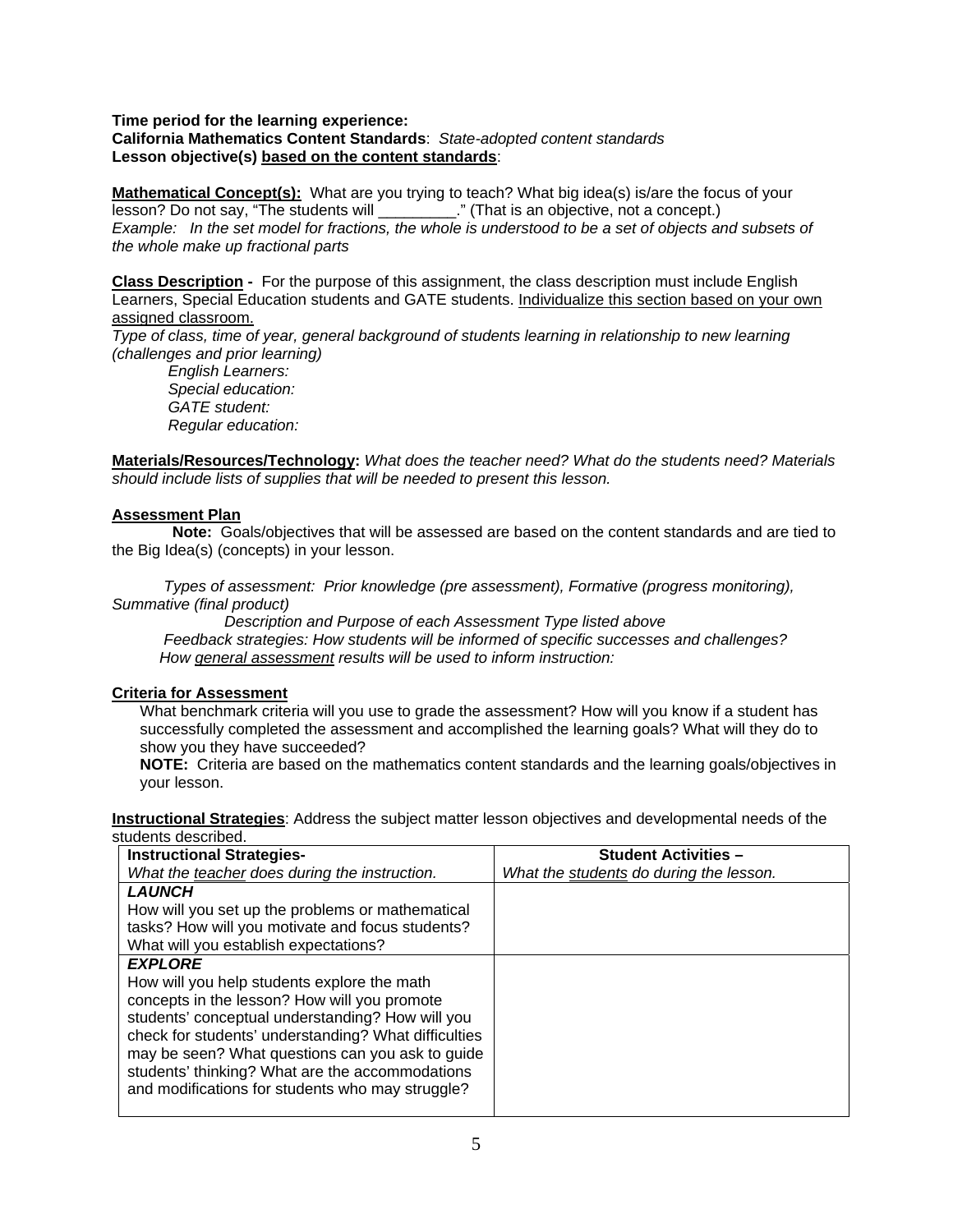**Time period for the learning experience:**
**California Mathematics Content Standards**: *State-adopted content standards*
**Lesson objective(s) <u>based on the content standards</u>**:

**<u>Mathematical Concept(s):</u>** What are you trying to teach? What big idea(s) is/are the focus of your lesson? Do not say, "The students will _________." (That is an objective, not a concept.)
*Example: In the set model for fractions, the whole is understood to be a set of objects and subsets of the whole make up fractional parts*

**<u>Class Description</u> -** For the purpose of this assignment, the class description must include English Learners, Special Education students and GATE students. <u>Individualize this section based on your own assigned classroom.</u>
*Type of class, time of year, general background of students learning in relationship to new learning (challenges and prior learning)*

- *English Learners:*
- *Special education:*
- *GATE student:*
- *Regular education:*

**<u>Materials/Resources/Technology</u>:** *What does the teacher need? What do the students need? Materials should include lists of supplies that will be needed to present this lesson.*

**<u>Assessment Plan</u>**

**Note:** Goals/objectives that will be assessed are based on the content standards and are tied to the Big Idea(s) (concepts) in your lesson.

*Types of assessment: Prior knowledge (pre assessment), Formative (progress monitoring), Summative (final product)*

*Description and Purpose of each Assessment Type listed above*

*Feedback strategies: How students will be informed of specific successes and challenges?*

*How <u>general assessment</u> results will be used to inform instruction:*

**<u>Criteria for Assessment</u>**

What benchmark criteria will you use to grade the assessment? How will you know if a student has successfully completed the assessment and accomplished the learning goals? What will they do to show you they have succeeded?

**NOTE:** Criteria are based on the mathematics content standards and the learning goals/objectives in your lesson.

**<u>Instructional Strategies</u>**: Address the subject matter lesson objectives and developmental needs of the students described.

| **Instructional Strategies-** *What the <u>teacher</u> does during the instruction.* | **Student Activities –** *What the <u>students</u> do during the lesson.* |
|---|---|
| ***LAUNCH*** How will you set up the problems or mathematical tasks? How will you motivate and focus students? What will you establish expectations? | |
| ***EXPLORE*** How will you help students explore the math concepts in the lesson? How will you promote students' conceptual understanding? How will you check for students' understanding? What difficulties may be seen? What questions can you ask to guide students' thinking? What are the accommodations and modifications for students who may struggle? | |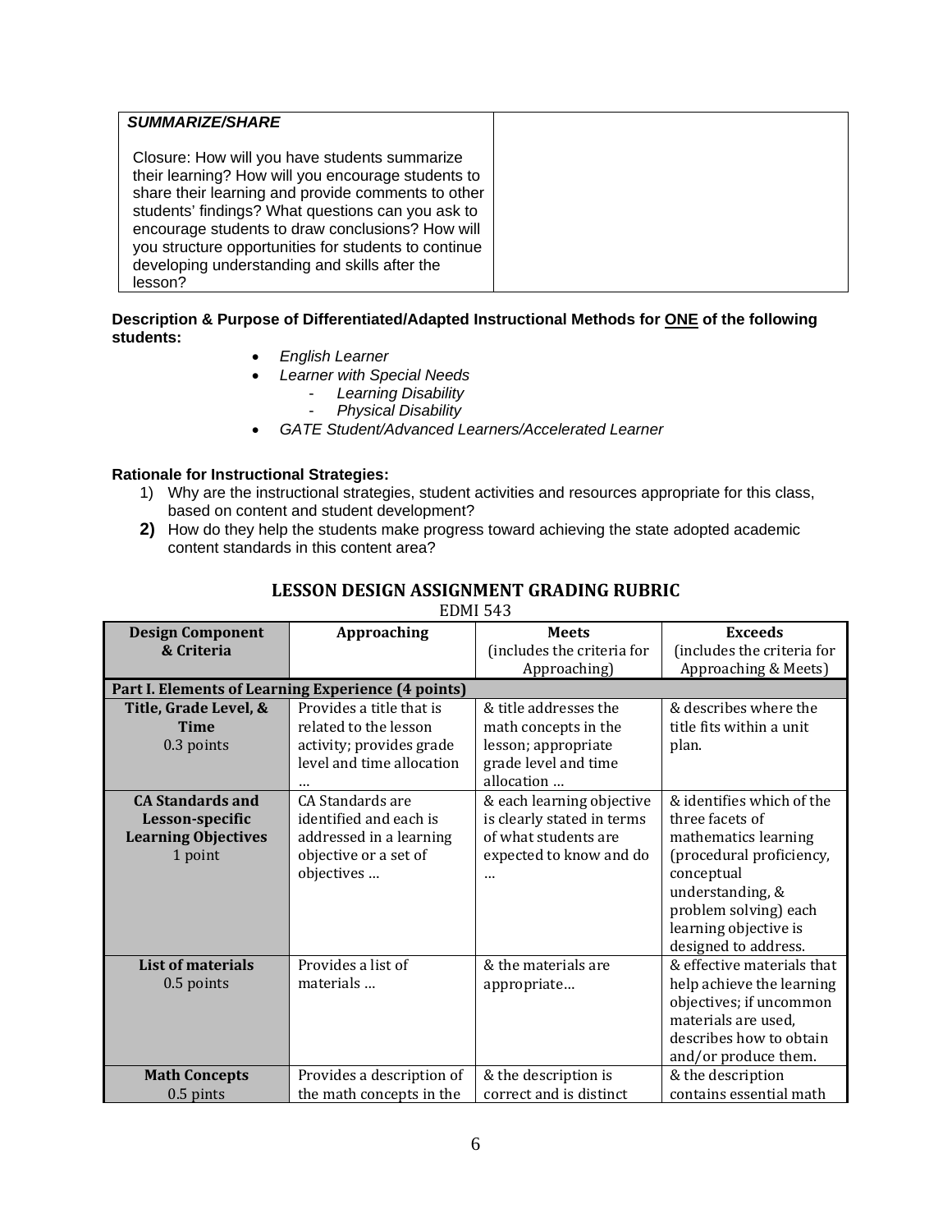| ***SUMMARIZE/SHARE*** <br><br> Closure: How will you have students summarize their learning? How will you encourage students to share their learning and provide comments to other students' findings? What questions can you ask to encourage students to draw conclusions? How will you structure opportunities for students to continue developing understanding and skills after the lesson? | |
|---|---|

**Description & Purpose of Differentiated/Adapted Instructional Methods for ONE of the following students:**

- *English Learner*
- *Learner with Special Needs*
  - *Learning Disability*
  - *Physical Disability*
- *GATE Student/Advanced Learners/Accelerated Learner*

**Rationale for Instructional Strategies:**

1) Why are the instructional strategies, student activities and resources appropriate for this class, based on content and student development?
2) How do they help the students make progress toward achieving the state adopted academic content standards in this content area?

## LESSON DESIGN ASSIGNMENT GRADING RUBRIC

EDMI 543

| Design Component & Criteria | Approaching | Meets (includes the criteria for Approaching) | Exceeds (includes the criteria for Approaching & Meets) |
|---|---|---|---|
| **Part I. Elements of Learning Experience (4 points)** | | | |
| **Title, Grade Level, & Time** 0.3 points | Provides a title that is related to the lesson activity; provides grade level and time allocation … | & title addresses the math concepts in the lesson; appropriate grade level and time allocation … | & describes where the title fits within a unit plan. |
| **CA Standards and Lesson-specific Learning Objectives** 1 point | CA Standards are identified and each is addressed in a learning objective or a set of objectives … | & each learning objective is clearly stated in terms of what students are expected to know and do … | & identifies which of the three facets of mathematics learning (procedural proficiency, conceptual understanding, & problem solving) each learning objective is designed to address. |
| **List of materials** 0.5 points | Provides a list of materials … | & the materials are appropriate… | & effective materials that help achieve the learning objectives; if uncommon materials are used, describes how to obtain and/or produce them. |
| **Math Concepts** 0.5 pints | Provides a description of the math concepts in the | & the description is correct and is distinct | & the description contains essential math |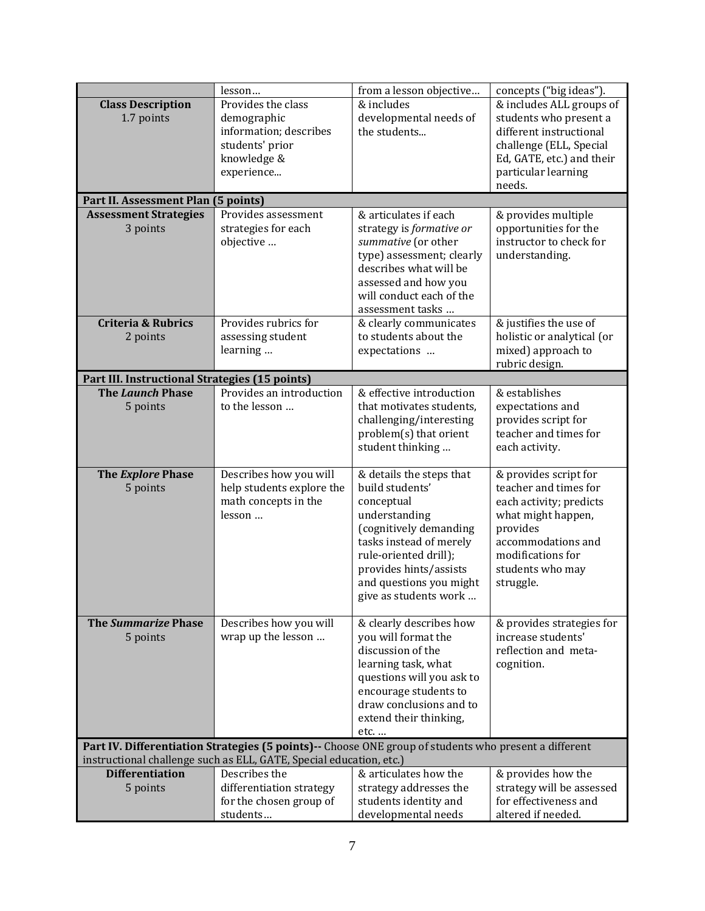| | lesson… | from a lesson objective… | concepts ("big ideas"). |
|---|---|---|---|
| **Class Description** 1.7 points | Provides the class demographic information; describes students' prior knowledge & experience... | & includes developmental needs of the students... | & includes ALL groups of students who present a different instructional challenge (ELL, Special Ed, GATE, etc.) and their particular learning needs. |
| **Part II. Assessment Plan (5 points)** | | | |
| **Assessment Strategies** 3 points | Provides assessment strategies for each objective … | & articulates if each strategy is *formative or summative* (or other type) assessment; clearly describes what will be assessed and how you will conduct each of the assessment tasks … | & provides multiple opportunities for the instructor to check for understanding. |
| **Criteria & Rubrics** 2 points | Provides rubrics for assessing student learning … | & clearly communicates to students about the expectations … | & justifies the use of holistic or analytical (or mixed) approach to rubric design. |
| **Part III. Instructional Strategies (15 points)** | | | |
| **The *Launch* Phase** 5 points | Provides an introduction to the lesson … | & effective introduction that motivates students, challenging/interesting problem(s) that orient student thinking … | & establishes expectations and provides script for teacher and times for each activity. |
| **The *Explore* Phase** 5 points | Describes how you will help students explore the math concepts in the lesson … | & details the steps that build students' conceptual understanding (cognitively demanding tasks instead of merely rule-oriented drill); provides hints/assists and questions you might give as students work … | & provides script for teacher and times for each activity; predicts what might happen, provides accommodations and modifications for students who may struggle. |
| **The *Summarize* Phase** 5 points | Describes how you will wrap up the lesson … | & clearly describes how you will format the discussion of the learning task, what questions will you ask to encourage students to draw conclusions and to extend their thinking, etc. … | & provides strategies for increase students' reflection and meta-cognition. |
| **Part IV. Differentiation Strategies (5 points)--** Choose ONE group of students who present a different instructional challenge such as ELL, GATE, Special education, etc.) | | | |
| **Differentiation** 5 points | Describes the differentiation strategy for the chosen group of students… | & articulates how the strategy addresses the students identity and developmental needs | & provides how the strategy will be assessed for effectiveness and altered if needed. |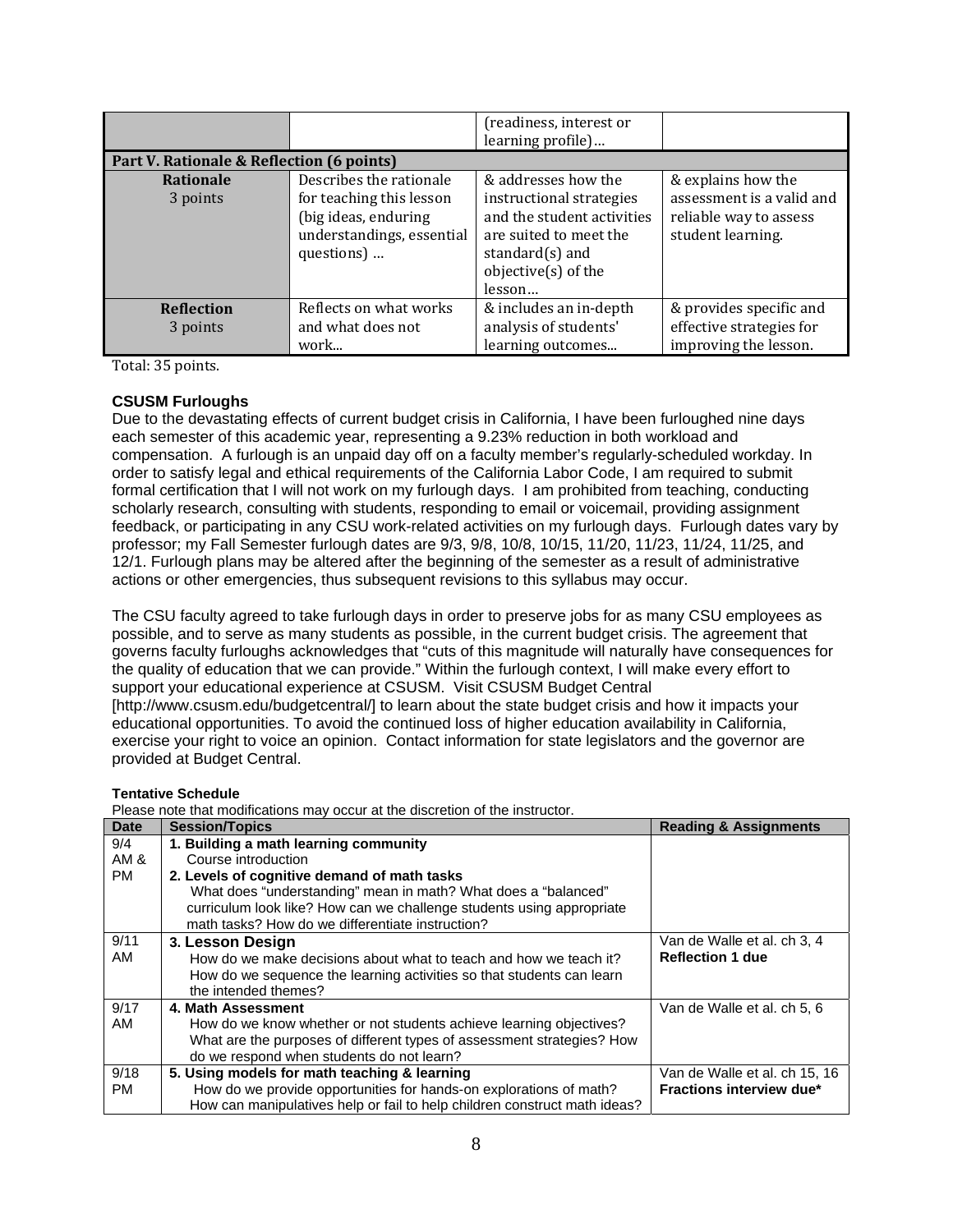| | | (readiness, interest or learning profile)… | |
|---|---|---|---|
| **Part V. Rationale & Reflection (6 points)** | | | |
| **Rationale** 3 points | Describes the rationale for teaching this lesson (big ideas, enduring understandings, essential questions) … | & addresses how the instructional strategies and the student activities are suited to meet the standard(s) and objective(s) of the lesson… | & explains how the assessment is a valid and reliable way to assess student learning. |
| **Reflection** 3 points | Reflects on what works and what does not work... | & includes an in-depth analysis of students' learning outcomes... | & provides specific and effective strategies for improving the lesson. |

Total: 35 points.

### CSUSM Furloughs

Due to the devastating effects of current budget crisis in California, I have been furloughed nine days each semester of this academic year, representing a 9.23% reduction in both workload and compensation. A furlough is an unpaid day off on a faculty member's regularly-scheduled workday. In order to satisfy legal and ethical requirements of the California Labor Code, I am required to submit formal certification that I will not work on my furlough days. I am prohibited from teaching, conducting scholarly research, consulting with students, responding to email or voicemail, providing assignment feedback, or participating in any CSU work-related activities on my furlough days. Furlough dates vary by professor; my Fall Semester furlough dates are 9/3, 9/8, 10/8, 10/15, 11/20, 11/23, 11/24, 11/25, and 12/1. Furlough plans may be altered after the beginning of the semester as a result of administrative actions or other emergencies, thus subsequent revisions to this syllabus may occur.

The CSU faculty agreed to take furlough days in order to preserve jobs for as many CSU employees as possible, and to serve as many students as possible, in the current budget crisis. The agreement that governs faculty furloughs acknowledges that "cuts of this magnitude will naturally have consequences for the quality of education that we can provide." Within the furlough context, I will make every effort to support your educational experience at CSUSM. Visit CSUSM Budget Central [http://www.csusm.edu/budgetcentral/] to learn about the state budget crisis and how it impacts your educational opportunities. To avoid the continued loss of higher education availability in California, exercise your right to voice an opinion. Contact information for state legislators and the governor are provided at Budget Central.

#### Tentative Schedule

Please note that modifications may occur at the discretion of the instructor.

| Date | Session/Topics | Reading & Assignments |
|---|---|---|
| 9/4 AM & PM | **1. Building a math learning community** Course introduction **2. Levels of cognitive demand of math tasks** What does "understanding" mean in math? What does a "balanced" curriculum look like? How can we challenge students using appropriate math tasks? How do we differentiate instruction? | |
| 9/11 AM | **3. Lesson Design** How do we make decisions about what to teach and how we teach it? How do we sequence the learning activities so that students can learn the intended themes? | Van de Walle et al. ch 3, 4 **Reflection 1 due** |
| 9/17 AM | **4. Math Assessment** How do we know whether or not students achieve learning objectives? What are the purposes of different types of assessment strategies? How do we respond when students do not learn? | Van de Walle et al. ch 5, 6 |
| 9/18 PM | **5. Using models for math teaching & learning** How do we provide opportunities for hands-on explorations of math? How can manipulatives help or fail to help children construct math ideas? | Van de Walle et al. ch 15, 16 **Fractions interview due*** |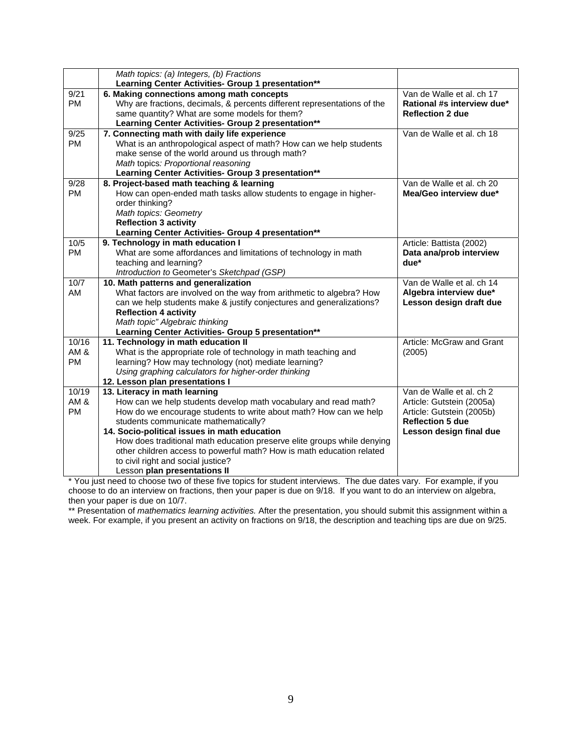| | | |
|---|---|---|
| | *Math topics: (a) Integers, (b) Fractions*<br>**Learning Center Activities- Group 1 presentation**** | |
| 9/21 PM | **6. Making connections among math concepts**<br>Why are fractions, decimals, & percents different representations of the same quantity? What are some models for them?<br>**Learning Center Activities- Group 2 presentation**** | Van de Walle et al. ch 17<br>**Rational #s interview due***<br>**Reflection 2 due** |
| 9/25 PM | **7. Connecting math with daily life experience**<br>What is an anthropological aspect of math? How can we help students make sense of the world around us through math?<br>*Math topics: Proportional reasoning*<br>**Learning Center Activities- Group 3 presentation**** | Van de Walle et al. ch 18 |
| 9/28 PM | **8. Project-based math teaching & learning**<br>How can open-ended math tasks allow students to engage in higher-order thinking?<br>*Math topics: Geometry*<br>**Reflection 3 activity**<br>**Learning Center Activities- Group 4 presentation**** | Van de Walle et al. ch 20<br>**Mea/Geo interview due*** |
| 10/5 PM | **9. Technology in math education I**<br>What are some affordances and limitations of technology in math teaching and learning?<br>*Introduction to* Geometer's *Sketchpad (GSP)* | Article: Battista (2002)<br>**Data ana/prob interview due*** |
| 10/7 AM | **10. Math patterns and generalization**<br>What factors are involved on the way from arithmetic to algebra? How can we help students make & justify conjectures and generalizations?<br>**Reflection 4 activity**<br>*Math topic" Algebraic thinking*<br>**Learning Center Activities- Group 5 presentation**** | Van de Walle et al. ch 14<br>**Algebra interview due***<br>**Lesson design draft due** |
| 10/16 AM & PM | **11. Technology in math education II**<br>What is the appropriate role of technology in math teaching and learning? How may technology (not) mediate learning?<br>*Using graphing calculators for higher-order thinking*<br>**12. Lesson plan presentations I** | Article: McGraw and Grant (2005) |
| 10/19 AM & PM | **13. Literacy in math learning**<br>How can we help students develop math vocabulary and read math? How do we encourage students to write about math? How can we help students communicate mathematically?<br>**14. Socio-political issues in math education**<br>How does traditional math education preserve elite groups while denying other children access to powerful math? How is math education related to civil right and social justice?<br>Lesson **plan presentations II** | Van de Walle et al. ch 2<br>Article: Gutstein (2005a)<br>Article: Gutstein (2005b)<br>**Reflection 5 due**<br>**Lesson design final due** |

* You just need to choose two of these five topics for student interviews. The due dates vary. For example, if you choose to do an interview on fractions, then your paper is due on 9/18. If you want to do an interview on algebra, then your paper is due on 10/7.

** Presentation of *mathematics learning activities.* After the presentation, you should submit this assignment within a week. For example, if you present an activity on fractions on 9/18, the description and teaching tips are due on 9/25.